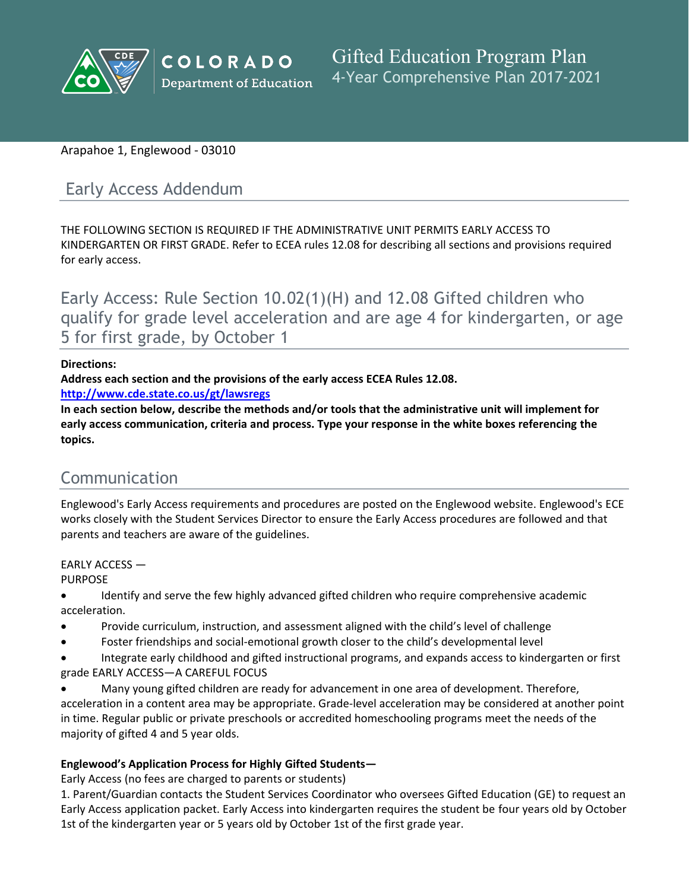# Gifted Education Program Plan

4-Year Comprehensive Plan 2017-2021

Arapahoe 1, Englewood - 03010

## Early Access Addendum

THE FOLLOWING SECTION IS REQUIRED IF THE ADMINISTRATIVE UNIT PERMITS EARLY ACCESS TO KINDERGARTEN OR FIRST GRADE. Refer to ECEA rules 12.08 for describing all sections and provisions required for early access.

## Early Access: Rule Section 10.02(1)(H) and 12.08 Gifted children who qualify for grade level acceleration and are age 4 for kindergarten, or age 5 for first grade, by October 1

**Directions:**

**Address each section and the provisions of the early access ECEA Rules 12.08.**

**http://www.cde.state.co.us/gt/lawsregs**

**In each section below, describe the methods and/or tools that the administrative unit will implement for early access communication, criteria and process. Type your response in the white boxes referencing the topics.**

## Communication

Englewood's Early Access requirements and procedures are posted on the Englewood website. Englewood's ECE works closely with the Student Services Director to ensure the Early Access procedures are followed and that parents and teachers are aware of the guidelines.

EARLY ACCESS —
PURPOSE

- Identify and serve the few highly advanced gifted children who require comprehensive academic acceleration.
- Provide curriculum, instruction, and assessment aligned with the child's level of challenge
- Foster friendships and social-emotional growth closer to the child's developmental level
- Integrate early childhood and gifted instructional programs, and expands access to kindergarten or first grade EARLY ACCESS—A CAREFUL FOCUS
- Many young gifted children are ready for advancement in one area of development. Therefore, acceleration in a content area may be appropriate. Grade-level acceleration may be considered at another point in time. Regular public or private preschools or accredited homeschooling programs meet the needs of the majority of gifted 4 and 5 year olds.

**Englewood's Application Process for Highly Gifted Students—**

Early Access (no fees are charged to parents or students)

1. Parent/Guardian contacts the Student Services Coordinator who oversees Gifted Education (GE) to request an Early Access application packet. Early Access into kindergarten requires the student be four years old by October 1st of the kindergarten year or 5 years old by October 1st of the first grade year.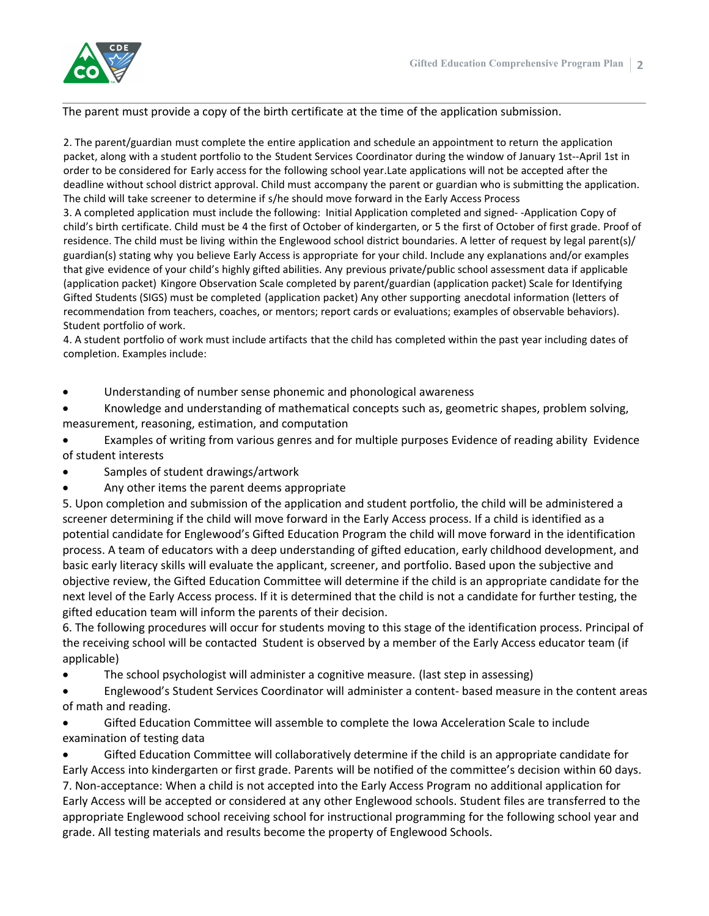The parent must provide a copy of the birth certificate at the time of the application submission.

2. The parent/guardian must complete the entire application and schedule an appointment to return the application packet, along with a student portfolio to the Student Services Coordinator during the window of January 1st--April 1st in order to be considered for Early access for the following school year.Late applications will not be accepted after the deadline without school district approval. Child must accompany the parent or guardian who is submitting the application. The child will take screener to determine if s/he should move forward in the Early Access Process
3. A completed application must include the following: Initial Application completed and signed- -Application Copy of child's birth certificate. Child must be 4 the first of October of kindergarten, or 5 the first of October of first grade. Proof of residence. The child must be living within the Englewood school district boundaries. A letter of request by legal parent(s)/ guardian(s) stating why you believe Early Access is appropriate for your child. Include any explanations and/or examples that give evidence of your child's highly gifted abilities. Any previous private/public school assessment data if applicable (application packet) Kingore Observation Scale completed by parent/guardian (application packet) Scale for Identifying Gifted Students (SIGS) must be completed (application packet) Any other supporting anecdotal information (letters of recommendation from teachers, coaches, or mentors; report cards or evaluations; examples of observable behaviors). Student portfolio of work.
4. A student portfolio of work must include artifacts that the child has completed within the past year including dates of completion. Examples include:

- Understanding of number sense phonemic and phonological awareness
- Knowledge and understanding of mathematical concepts such as, geometric shapes, problem solving, measurement, reasoning, estimation, and computation
- Examples of writing from various genres and for multiple purposes Evidence of reading ability Evidence of student interests
- Samples of student drawings/artwork
- Any other items the parent deems appropriate

5. Upon completion and submission of the application and student portfolio, the child will be administered a screener determining if the child will move forward in the Early Access process. If a child is identified as a potential candidate for Englewood's Gifted Education Program the child will move forward in the identification process. A team of educators with a deep understanding of gifted education, early childhood development, and basic early literacy skills will evaluate the applicant, screener, and portfolio. Based upon the subjective and objective review, the Gifted Education Committee will determine if the child is an appropriate candidate for the next level of the Early Access process. If it is determined that the child is not a candidate for further testing, the gifted education team will inform the parents of their decision.
6. The following procedures will occur for students moving to this stage of the identification process. Principal of the receiving school will be contacted Student is observed by a member of the Early Access educator team (if applicable)

- The school psychologist will administer a cognitive measure. (last step in assessing)
- Englewood's Student Services Coordinator will administer a content- based measure in the content areas of math and reading.
- Gifted Education Committee will assemble to complete the Iowa Acceleration Scale to include examination of testing data
- Gifted Education Committee will collaboratively determine if the child is an appropriate candidate for Early Access into kindergarten or first grade. Parents will be notified of the committee's decision within 60 days.

7. Non-acceptance: When a child is not accepted into the Early Access Program no additional application for Early Access will be accepted or considered at any other Englewood schools. Student files are transferred to the appropriate Englewood school receiving school for instructional programming for the following school year and grade. All testing materials and results become the property of Englewood Schools.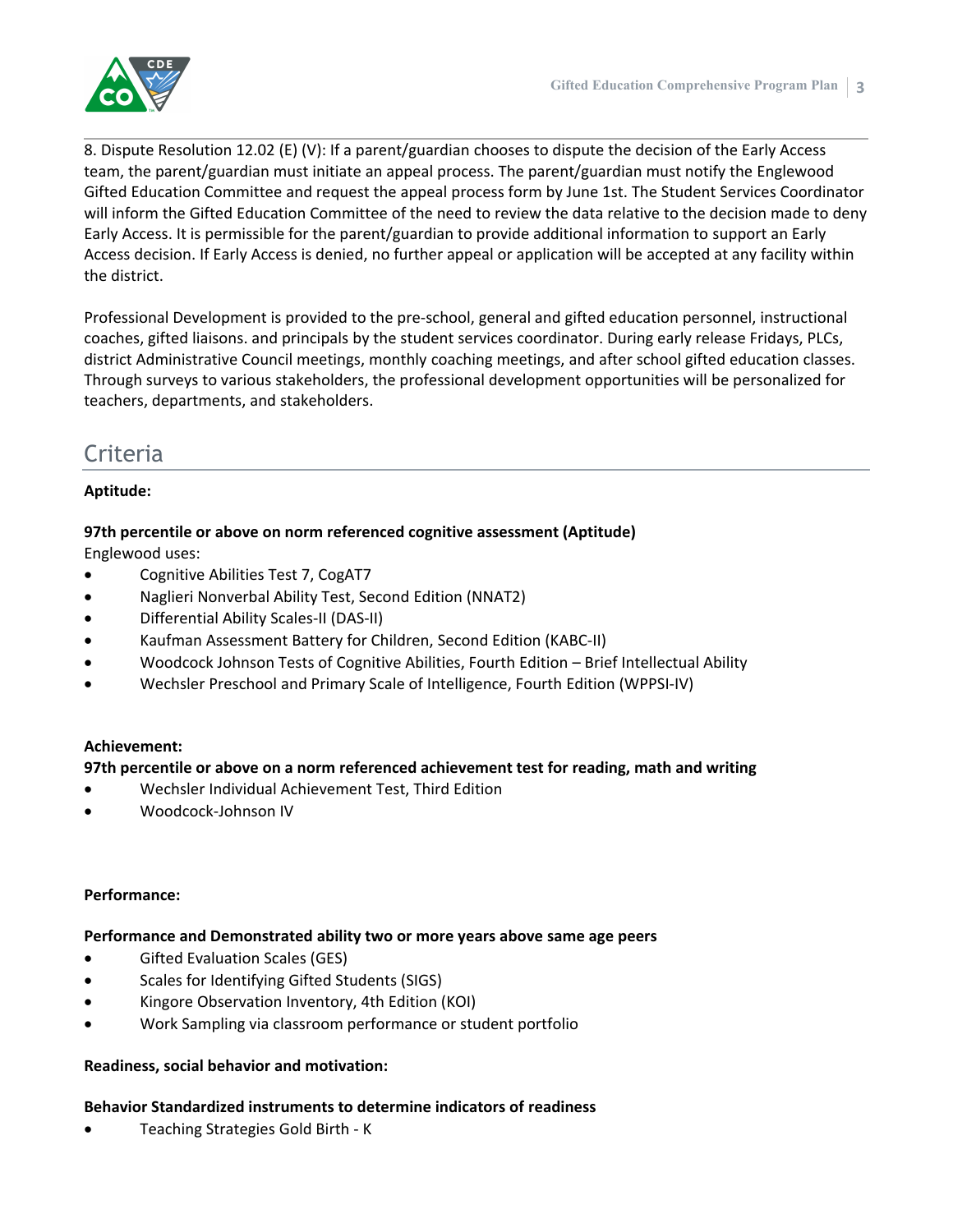8. Dispute Resolution 12.02 (E) (V): If a parent/guardian chooses to dispute the decision of the Early Access team, the parent/guardian must initiate an appeal process. The parent/guardian must notify the Englewood Gifted Education Committee and request the appeal process form by June 1st. The Student Services Coordinator will inform the Gifted Education Committee of the need to review the data relative to the decision made to deny Early Access. It is permissible for the parent/guardian to provide additional information to support an Early Access decision. If Early Access is denied, no further appeal or application will be accepted at any facility within the district.

Professional Development is provided to the pre-school, general and gifted education personnel, instructional coaches, gifted liaisons. and principals by the student services coordinator. During early release Fridays, PLCs, district Administrative Council meetings, monthly coaching meetings, and after school gifted education classes. Through surveys to various stakeholders, the professional development opportunities will be personalized for teachers, departments, and stakeholders.

## Criteria

**Aptitude:**

**97th percentile or above on norm referenced cognitive assessment (Aptitude)**
Englewood uses:

- Cognitive Abilities Test 7, CogAT7
- Naglieri Nonverbal Ability Test, Second Edition (NNAT2)
- Differential Ability Scales-II (DAS-II)
- Kaufman Assessment Battery for Children, Second Edition (KABC-II)
- Woodcock Johnson Tests of Cognitive Abilities, Fourth Edition – Brief Intellectual Ability
- Wechsler Preschool and Primary Scale of Intelligence, Fourth Edition (WPPSI-IV)

**Achievement:**
**97th percentile or above on a norm referenced achievement test for reading, math and writing**

- Wechsler Individual Achievement Test, Third Edition
- Woodcock-Johnson IV

**Performance:**

**Performance and Demonstrated ability two or more years above same age peers**

- Gifted Evaluation Scales (GES)
- Scales for Identifying Gifted Students (SIGS)
- Kingore Observation Inventory, 4th Edition (KOI)
- Work Sampling via classroom performance or student portfolio

**Readiness, social behavior and motivation:**

**Behavior Standardized instruments to determine indicators of readiness**

- Teaching Strategies Gold Birth - K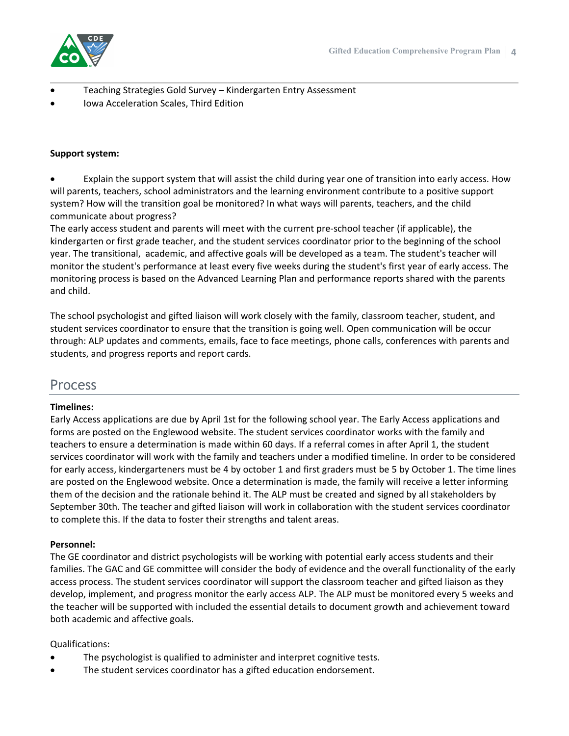- Teaching Strategies Gold Survey – Kindergarten Entry Assessment
- Iowa Acceleration Scales, Third Edition

**Support system:**

- Explain the support system that will assist the child during year one of transition into early access. How will parents, teachers, school administrators and the learning environment contribute to a positive support system? How will the transition goal be monitored? In what ways will parents, teachers, and the child communicate about progress?

The early access student and parents will meet with the current pre-school teacher (if applicable), the kindergarten or first grade teacher, and the student services coordinator prior to the beginning of the school year. The transitional,  academic, and affective goals will be developed as a team. The student's teacher will monitor the student's performance at least every five weeks during the student's first year of early access. The monitoring process is based on the Advanced Learning Plan and performance reports shared with the parents and child.

The school psychologist and gifted liaison will work closely with the family, classroom teacher, student, and student services coordinator to ensure that the transition is going well. Open communication will be occur through: ALP updates and comments, emails, face to face meetings, phone calls, conferences with parents and students, and progress reports and report cards.

## Process

**Timelines:**
Early Access applications are due by April 1st for the following school year. The Early Access applications and forms are posted on the Englewood website. The student services coordinator works with the family and teachers to ensure a determination is made within 60 days. If a referral comes in after April 1, the student services coordinator will work with the family and teachers under a modified timeline. In order to be considered for early access, kindergarteners must be 4 by october 1 and first graders must be 5 by October 1. The time lines are posted on the Englewood website. Once a determination is made, the family will receive a letter informing them of the decision and the rationale behind it. The ALP must be created and signed by all stakeholders by September 30th. The teacher and gifted liaison will work in collaboration with the student services coordinator to complete this. If the data to foster their strengths and talent areas.

**Personnel:**
The GE coordinator and district psychologists will be working with potential early access students and their families. The GAC and GE committee will consider the body of evidence and the overall functionality of the early access process. The student services coordinator will support the classroom teacher and gifted liaison as they develop, implement, and progress monitor the early access ALP. The ALP must be monitored every 5 weeks and the teacher will be supported with included the essential details to document growth and achievement toward both academic and affective goals.

Qualifications:

- The psychologist is qualified to administer and interpret cognitive tests.
- The student services coordinator has a gifted education endorsement.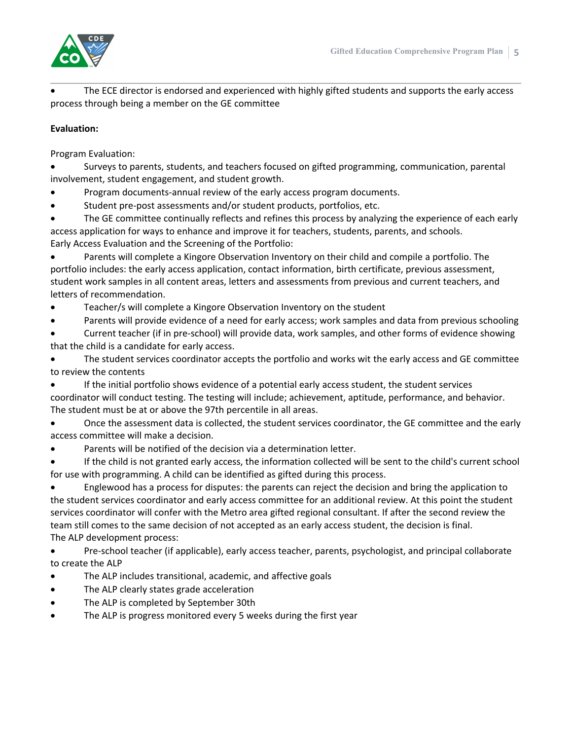- The ECE director is endorsed and experienced with highly gifted students and supports the early access process through being a member on the GE committee

**Evaluation:**

Program Evaluation:

- Surveys to parents, students, and teachers focused on gifted programming, communication, parental involvement, student engagement, and student growth.
- Program documents-annual review of the early access program documents.
- Student pre-post assessments and/or student products, portfolios, etc.
- The GE committee continually reflects and refines this process by analyzing the experience of each early access application for ways to enhance and improve it for teachers, students, parents, and schools.

Early Access Evaluation and the Screening of the Portfolio:

- Parents will complete a Kingore Observation Inventory on their child and compile a portfolio. The portfolio includes: the early access application, contact information, birth certificate, previous assessment, student work samples in all content areas, letters and assessments from previous and current teachers, and letters of recommendation.
- Teacher/s will complete a Kingore Observation Inventory on the student
- Parents will provide evidence of a need for early access; work samples and data from previous schooling
- Current teacher (if in pre-school) will provide data, work samples, and other forms of evidence showing that the child is a candidate for early access.
- The student services coordinator accepts the portfolio and works wit the early access and GE committee to review the contents
- If the initial portfolio shows evidence of a potential early access student, the student services coordinator will conduct testing. The testing will include; achievement, aptitude, performance, and behavior. The student must be at or above the 97th percentile in all areas.
- Once the assessment data is collected, the student services coordinator, the GE committee and the early access committee will make a decision.
- Parents will be notified of the decision via a determination letter.
- If the child is not granted early access, the information collected will be sent to the child's current school for use with programming. A child can be identified as gifted during this process.
- Englewood has a process for disputes: the parents can reject the decision and bring the application to the student services coordinator and early access committee for an additional review. At this point the student services coordinator will confer with the Metro area gifted regional consultant. If after the second review the team still comes to the same decision of not accepted as an early access student, the decision is final.

The ALP development process:

- Pre-school teacher (if applicable), early access teacher, parents, psychologist, and principal collaborate to create the ALP
- The ALP includes transitional, academic, and affective goals
- The ALP clearly states grade acceleration
- The ALP is completed by September 30th
- The ALP is progress monitored every 5 weeks during the first year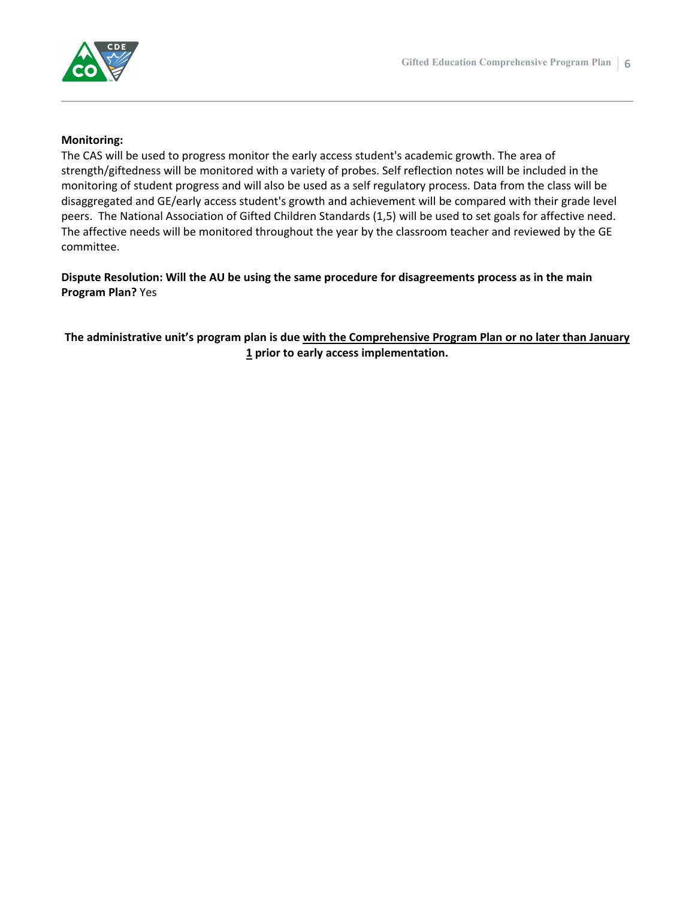**Monitoring:**

The CAS will be used to progress monitor the early access student's academic growth. The area of strength/giftedness will be monitored with a variety of probes. Self reflection notes will be included in the monitoring of student progress and will also be used as a self regulatory process. Data from the class will be disaggregated and GE/early access student's growth and achievement will be compared with their grade level peers. The National Association of Gifted Children Standards (1,5) will be used to set goals for affective need. The affective needs will be monitored throughout the year by the classroom teacher and reviewed by the GE committee.

**Dispute Resolution: Will the AU be using the same procedure for disagreements process as in the main Program Plan?** Yes

**The administrative unit's program plan is due <u>with the Comprehensive Program Plan or no later than January 1</u> prior to early access implementation.**